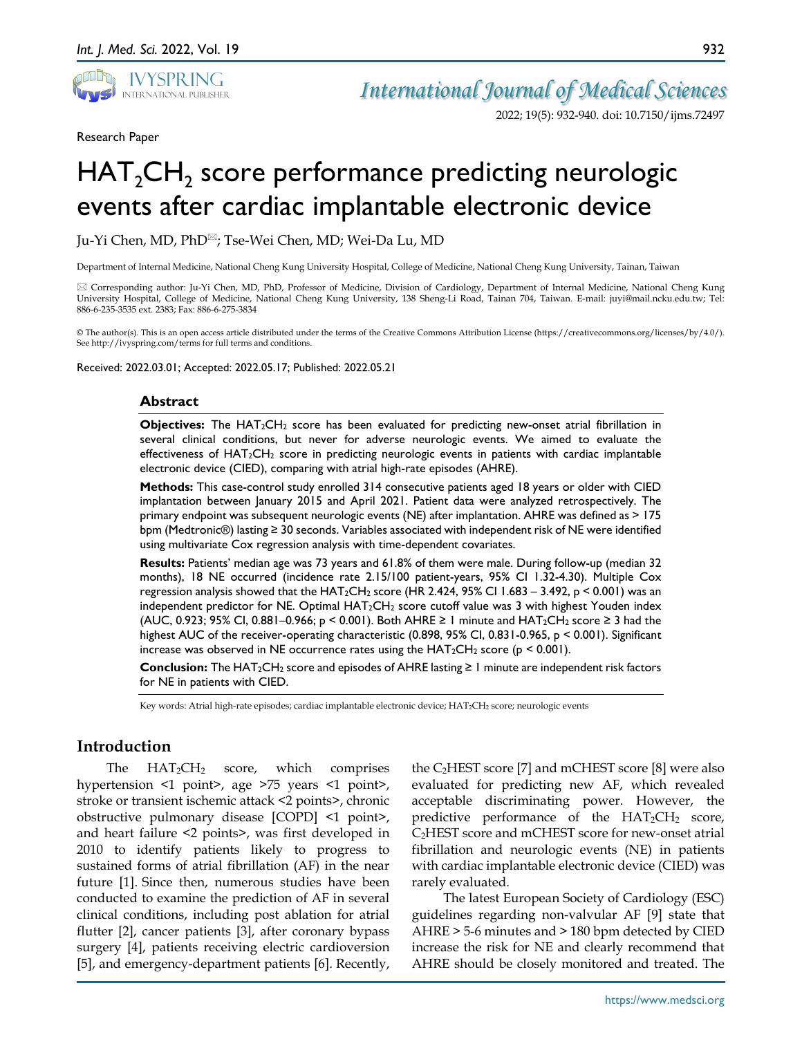Research Paper

# $HAT_2CH_2$ score performance predicting neurologic events after cardiac implantable electronic device

Ju-Yi Chen, MD, PhD✉; Tse-Wei Chen, MD; Wei-Da Lu, MD

Department of Internal Medicine, National Cheng Kung University Hospital, College of Medicine, National Cheng Kung University, Tainan, Taiwan

✉ Corresponding author: Ju-Yi Chen, MD, PhD, Professor of Medicine, Division of Cardiology, Department of Internal Medicine, National Cheng Kung University Hospital, College of Medicine, National Cheng Kung University, 138 Sheng-Li Road, Tainan 704, Taiwan. E-mail: juyi@mail.ncku.edu.tw; Tel: 886-6-235-3535 ext. 2383; Fax: 886-6-275-3834

© The author(s). This is an open access article distributed under the terms of the Creative Commons Attribution License (https://creativecommons.org/licenses/by/4.0/). See http://ivyspring.com/terms for full terms and conditions.

Received: 2022.03.01; Accepted: 2022.05.17; Published: 2022.05.21

## Abstract

**Objectives:** The $HAT_2CH_2$ score has been evaluated for predicting new-onset atrial fibrillation in several clinical conditions, but never for adverse neurologic events. We aimed to evaluate the effectiveness of $HAT_2CH_2$ score in predicting neurologic events in patients with cardiac implantable electronic device (CIED), comparing with atrial high-rate episodes (AHRE).

**Methods:** This case-control study enrolled 314 consecutive patients aged 18 years or older with CIED implantation between January 2015 and April 2021. Patient data were analyzed retrospectively. The primary endpoint was subsequent neurologic events (NE) after implantation. AHRE was defined as > 175 bpm (Medtronic®) lasting ≥ 30 seconds. Variables associated with independent risk of NE were identified using multivariate Cox regression analysis with time-dependent covariates.

**Results:** Patients' median age was 73 years and 61.8% of them were male. During follow-up (median 32 months), 18 NE occurred (incidence rate 2.15/100 patient-years, 95% CI 1.32-4.30). Multiple Cox regression analysis showed that the $HAT_2CH_2$ score (HR 2.424, 95% CI 1.683 – 3.492, p < 0.001) was an independent predictor for NE. Optimal $HAT_2CH_2$ score cutoff value was 3 with highest Youden index (AUC, 0.923; 95% CI, 0.881–0.966; p < 0.001). Both AHRE ≥ 1 minute and $HAT_2CH_2$ score ≥ 3 had the highest AUC of the receiver-operating characteristic (0.898, 95% CI, 0.831-0.965, p < 0.001). Significant increase was observed in NE occurrence rates using the $HAT_2CH_2$ score (p < 0.001).

**Conclusion:** The $HAT_2CH_2$ score and episodes of AHRE lasting ≥ 1 minute are independent risk factors for NE in patients with CIED.

Key words: Atrial high-rate episodes; cardiac implantable electronic device; $HAT_2CH_2$ score; neurologic events

## Introduction

The $HAT_2CH_2$ score, which comprises hypertension <1 point>, age >75 years <1 point>, stroke or transient ischemic attack <2 points>, chronic obstructive pulmonary disease [COPD] <1 point>, and heart failure <2 points>, was first developed in 2010 to identify patients likely to progress to sustained forms of atrial fibrillation (AF) in the near future [1]. Since then, numerous studies have been conducted to examine the prediction of AF in several clinical conditions, including post ablation for atrial flutter [2], cancer patients [3], after coronary bypass surgery [4], patients receiving electric cardioversion [5], and emergency-department patients [6]. Recently, the $C_2HEST$ score [7] and mCHEST score [8] were also evaluated for predicting new AF, which revealed acceptable discriminating power. However, the predictive performance of the $HAT_2CH_2$ score, $C_2HEST$ score and mCHEST score for new-onset atrial fibrillation and neurologic events (NE) in patients with cardiac implantable electronic device (CIED) was rarely evaluated.

The latest European Society of Cardiology (ESC) guidelines regarding non-valvular AF [9] state that AHRE > 5-6 minutes and > 180 bpm detected by CIED increase the risk for NE and clearly recommend that AHRE should be closely monitored and treated. The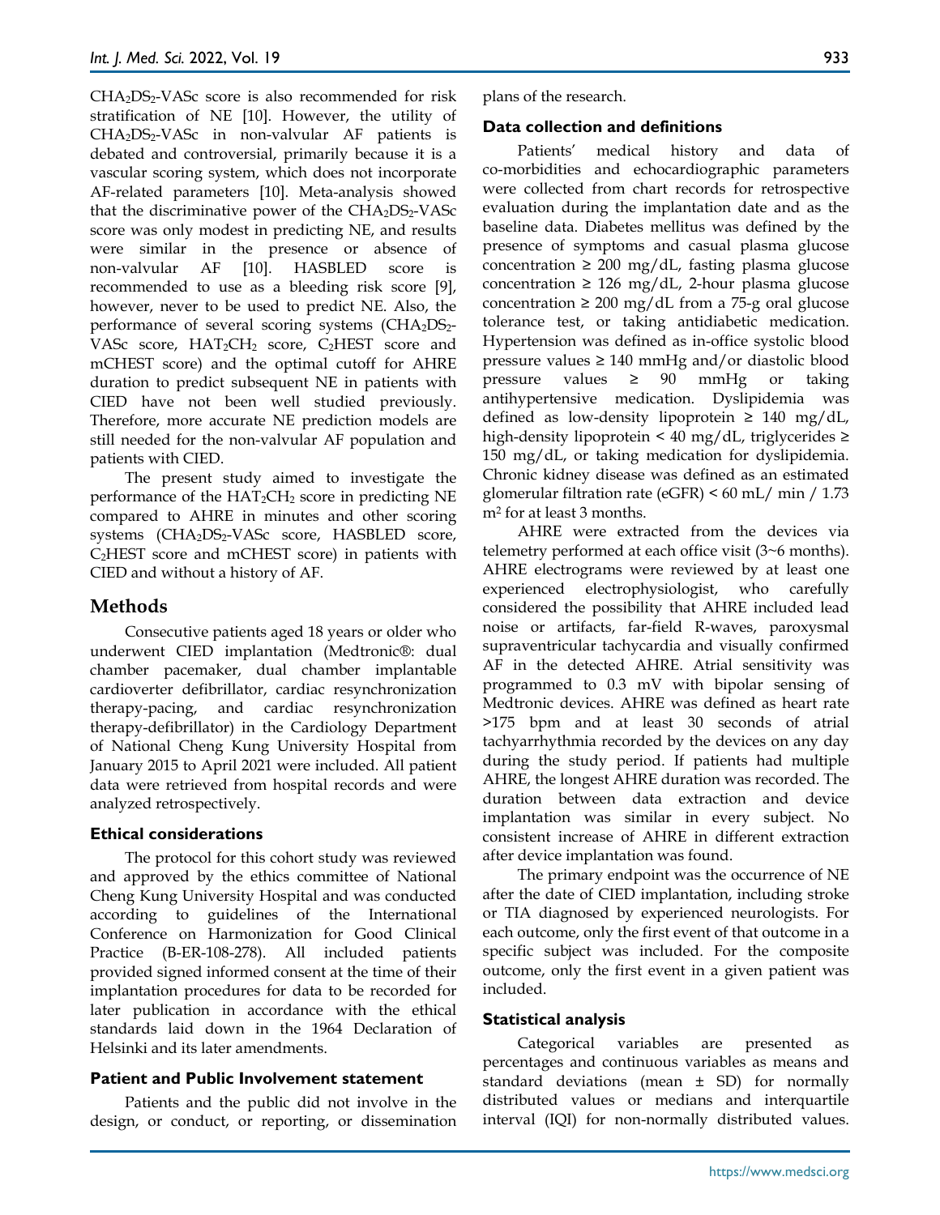$CHA_2DS_2$-VASc score is also recommended for risk stratification of NE [10]. However, the utility of $CHA_2DS_2$-VASc in non-valvular AF patients is debated and controversial, primarily because it is a vascular scoring system, which does not incorporate AF-related parameters [10]. Meta-analysis showed that the discriminative power of the $CHA_2DS_2$-VASc score was only modest in predicting NE, and results were similar in the presence or absence of non-valvular AF [10]. HASBLED score is recommended to use as a bleeding risk score [9], however, never to be used to predict NE. Also, the performance of several scoring systems ($CHA_2DS_2$-VASc score, $HAT_2CH_2$ score, $C_2$HEST score and mCHEST score) and the optimal cutoff for AHRE duration to predict subsequent NE in patients with CIED have not been well studied previously. Therefore, more accurate NE prediction models are still needed for the non-valvular AF population and patients with CIED.

The present study aimed to investigate the performance of the $HAT_2CH_2$ score in predicting NE compared to AHRE in minutes and other scoring systems ($CHA_2DS_2$-VASc score, HASBLED score, $C_2$HEST score and mCHEST score) in patients with CIED and without a history of AF.

# Methods

Consecutive patients aged 18 years or older who underwent CIED implantation (Medtronic®: dual chamber pacemaker, dual chamber implantable cardioverter defibrillator, cardiac resynchronization therapy-pacing, and cardiac resynchronization therapy-defibrillator) in the Cardiology Department of National Cheng Kung University Hospital from January 2015 to April 2021 were included. All patient data were retrieved from hospital records and were analyzed retrospectively.

## Ethical considerations

The protocol for this cohort study was reviewed and approved by the ethics committee of National Cheng Kung University Hospital and was conducted according to guidelines of the International Conference on Harmonization for Good Clinical Practice (B-ER-108-278). All included patients provided signed informed consent at the time of their implantation procedures for data to be recorded for later publication in accordance with the ethical standards laid down in the 1964 Declaration of Helsinki and its later amendments.

## Patient and Public Involvement statement

Patients and the public did not involve in the design, or conduct, or reporting, or dissemination plans of the research.

## Data collection and definitions

Patients' medical history and data of co-morbidities and echocardiographic parameters were collected from chart records for retrospective evaluation during the implantation date and as the baseline data. Diabetes mellitus was defined by the presence of symptoms and casual plasma glucose concentration ≥ 200 mg/dL, fasting plasma glucose concentration ≥ 126 mg/dL, 2-hour plasma glucose concentration ≥ 200 mg/dL from a 75-g oral glucose tolerance test, or taking antidiabetic medication. Hypertension was defined as in-office systolic blood pressure values ≥ 140 mmHg and/or diastolic blood pressure values ≥ 90 mmHg or taking antihypertensive medication. Dyslipidemia was defined as low-density lipoprotein ≥ 140 mg/dL, high-density lipoprotein < 40 mg/dL, triglycerides ≥ 150 mg/dL, or taking medication for dyslipidemia. Chronic kidney disease was defined as an estimated glomerular filtration rate (eGFR) < 60 mL/ min / 1.73 $m^2$ for at least 3 months.

AHRE were extracted from the devices via telemetry performed at each office visit (3~6 months). AHRE electrograms were reviewed by at least one experienced electrophysiologist, who carefully considered the possibility that AHRE included lead noise or artifacts, far-field R-waves, paroxysmal supraventricular tachycardia and visually confirmed AF in the detected AHRE. Atrial sensitivity was programmed to 0.3 mV with bipolar sensing of Medtronic devices. AHRE was defined as heart rate >175 bpm and at least 30 seconds of atrial tachyarrhythmia recorded by the devices on any day during the study period. If patients had multiple AHRE, the longest AHRE duration was recorded. The duration between data extraction and device implantation was similar in every subject. No consistent increase of AHRE in different extraction after device implantation was found.

The primary endpoint was the occurrence of NE after the date of CIED implantation, including stroke or TIA diagnosed by experienced neurologists. For each outcome, only the first event of that outcome in a specific subject was included. For the composite outcome, only the first event in a given patient was included.

## Statistical analysis

Categorical variables are presented as percentages and continuous variables as means and standard deviations (mean ± SD) for normally distributed values or medians and interquartile interval (IQI) for non-normally distributed values.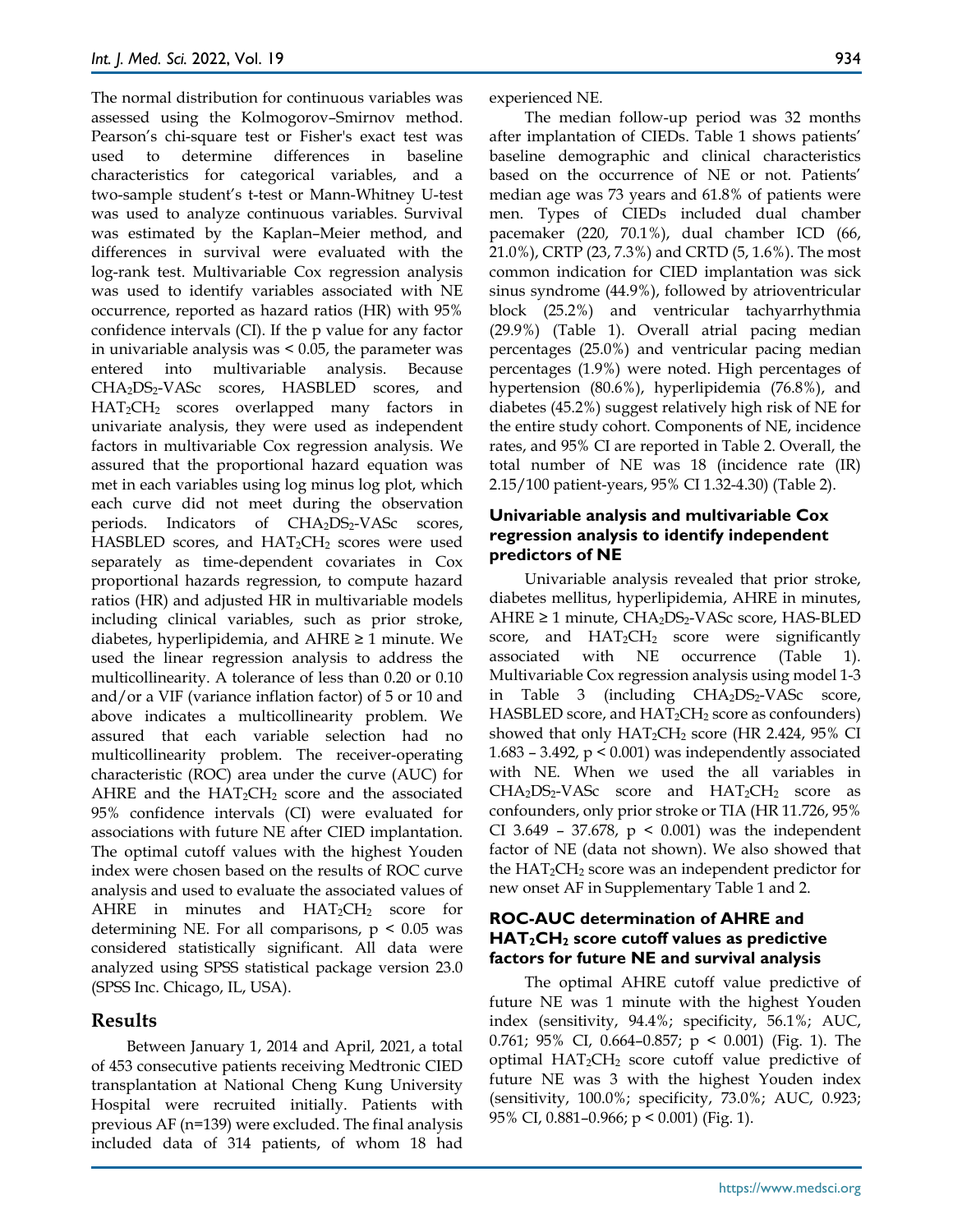The normal distribution for continuous variables was assessed using the Kolmogorov–Smirnov method. Pearson's chi-square test or Fisher's exact test was used to determine differences in baseline characteristics for categorical variables, and a two-sample student's t-test or Mann-Whitney U-test was used to analyze continuous variables. Survival was estimated by the Kaplan–Meier method, and differences in survival were evaluated with the log-rank test. Multivariable Cox regression analysis was used to identify variables associated with NE occurrence, reported as hazard ratios (HR) with 95% confidence intervals (CI). If the p value for any factor in univariable analysis was < 0.05, the parameter was entered into multivariable analysis. Because $CHA_2DS_2$-VASc scores, HASBLED scores, and $HAT_2CH_2$ scores overlapped many factors in univariate analysis, they were used as independent factors in multivariable Cox regression analysis. We assured that the proportional hazard equation was met in each variables using log minus log plot, which each curve did not meet during the observation periods. Indicators of $CHA_2DS_2$-VASc scores, HASBLED scores, and $HAT_2CH_2$ scores were used separately as time-dependent covariates in Cox proportional hazards regression, to compute hazard ratios (HR) and adjusted HR in multivariable models including clinical variables, such as prior stroke, diabetes, hyperlipidemia, and AHRE ≥ 1 minute. We used the linear regression analysis to address the multicollinearity. A tolerance of less than 0.20 or 0.10 and/or a VIF (variance inflation factor) of 5 or 10 and above indicates a multicollinearity problem. We assured that each variable selection had no multicollinearity problem. The receiver-operating characteristic (ROC) area under the curve (AUC) for AHRE and the $HAT_2CH_2$ score and the associated 95% confidence intervals (CI) were evaluated for associations with future NE after CIED implantation. The optimal cutoff values with the highest Youden index were chosen based on the results of ROC curve analysis and used to evaluate the associated values of AHRE in minutes and $HAT_2CH_2$ score for determining NE. For all comparisons, $p < 0.05$ was considered statistically significant. All data were analyzed using SPSS statistical package version 23.0 (SPSS Inc. Chicago, IL, USA).

## Results

Between January 1, 2014 and April, 2021, a total of 453 consecutive patients receiving Medtronic CIED transplantation at National Cheng Kung University Hospital were recruited initially. Patients with previous AF (n=139) were excluded. The final analysis included data of 314 patients, of whom 18 had experienced NE.

The median follow-up period was 32 months after implantation of CIEDs. Table 1 shows patients' baseline demographic and clinical characteristics based on the occurrence of NE or not. Patients' median age was 73 years and 61.8% of patients were men. Types of CIEDs included dual chamber pacemaker (220, 70.1%), dual chamber ICD (66, 21.0%), CRTP (23, 7.3%) and CRTD (5, 1.6%). The most common indication for CIED implantation was sick sinus syndrome (44.9%), followed by atrioventricular block (25.2%) and ventricular tachyarrhythmia (29.9%) (Table 1). Overall atrial pacing median percentages (25.0%) and ventricular pacing median percentages (1.9%) were noted. High percentages of hypertension (80.6%), hyperlipidemia (76.8%), and diabetes (45.2%) suggest relatively high risk of NE for the entire study cohort. Components of NE, incidence rates, and 95% CI are reported in Table 2. Overall, the total number of NE was 18 (incidence rate (IR) 2.15/100 patient-years, 95% CI 1.32-4.30) (Table 2).

### Univariable analysis and multivariable Cox regression analysis to identify independent predictors of NE

Univariable analysis revealed that prior stroke, diabetes mellitus, hyperlipidemia, AHRE in minutes, AHRE ≥ 1 minute, $CHA_2DS_2$-VASc score, HAS-BLED score, and $HAT_2CH_2$ score were significantly associated with NE occurrence (Table 1). Multivariable Cox regression analysis using model 1-3 in Table 3 (including $CHA_2DS_2$-VASc score, HASBLED score, and $HAT_2CH_2$ score as confounders) showed that only $HAT_2CH_2$ score (HR 2.424, 95% CI 1.683 – 3.492, $p < 0.001$) was independently associated with NE. When we used the all variables in $CHA_2DS_2$-VASc score and $HAT_2CH_2$ score as confounders, only prior stroke or TIA (HR 11.726, 95% CI 3.649 – 37.678, $p < 0.001$) was the independent factor of NE (data not shown). We also showed that the $HAT_2CH_2$ score was an independent predictor for new onset AF in Supplementary Table 1 and 2.

### ROC-AUC determination of AHRE and $HAT_2CH_2$ score cutoff values as predictive factors for future NE and survival analysis

The optimal AHRE cutoff value predictive of future NE was 1 minute with the highest Youden index (sensitivity, 94.4%; specificity, 56.1%; AUC, 0.761; 95% CI, 0.664–0.857; $p < 0.001$) (Fig. 1). The optimal $HAT_2CH_2$ score cutoff value predictive of future NE was 3 with the highest Youden index (sensitivity, 100.0%; specificity, 73.0%; AUC, 0.923; 95% CI, 0.881–0.966; $p < 0.001$) (Fig. 1).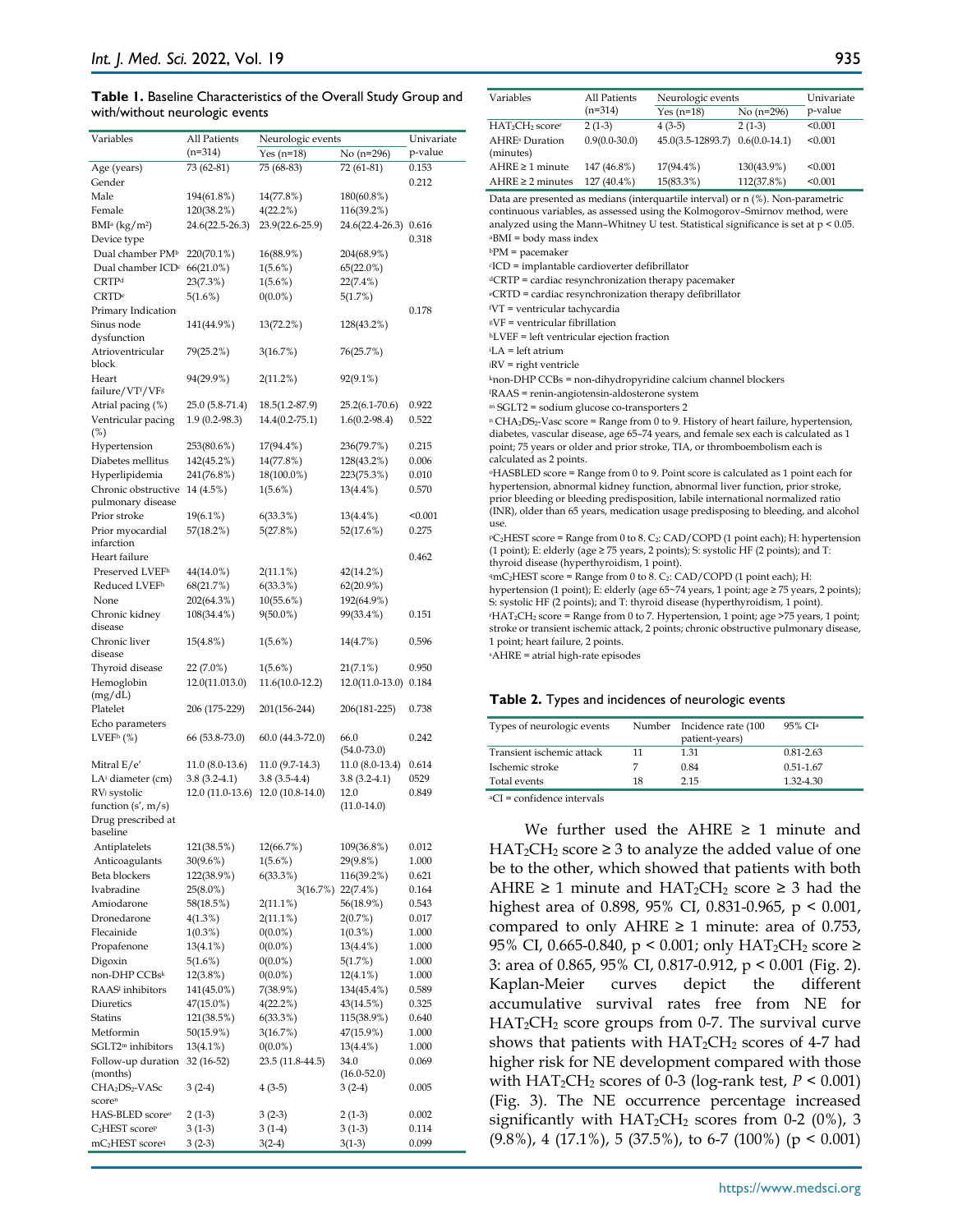**Table 1.** Baseline Characteristics of the Overall Study Group and with/without neurologic events

| Variables | All Patients (n=314) | Neurologic events | | Univariate p-value |
|---|---|---|---|---|
| | | Yes (n=18) | No (n=296) | |
| Age (years) | 73 (62-81) | 75 (68-83) | 72 (61-81) | 0.153 |
| Gender | | | | 0.212 |
| Male | 194(61.8%) | 14(77.8%) | 180(60.8%) | |
| Female | 120(38.2%) | 4(22.2%) | 116(39.2%) | |
| BMI[a] (kg/m$^2$) | 24.6(22.5-26.3) | 23.9(22.6-25.9) | 24.6(22.4-26.3) | 0.616 |
| Device type | | | | 0.318 |
| Dual chamber PM[b] | 220(70.1%) | 16(88.9%) | 204(68.9%) | |
| Dual chamber ICD[c] | 66(21.0%) | 1(5.6%) | 65(22.0%) | |
| CRTP[d] | 23(7.3%) | 1(5.6%) | 22(7.4%) | |
| CRTD[e] | 5(1.6%) | 0(0.0%) | 5(1.7%) | |
| Primary Indication | | | | 0.178 |
| Sinus node dysfunction | 141(44.9%) | 13(72.2%) | 128(43.2%) | |
| Atrioventricular block | 79(25.2%) | 3(16.7%) | 76(25.7%) | |
| Heart failure/VT[f]/VF[g] | 94(29.9%) | 2(11.2%) | 92(9.1%) | |
| Atrial pacing (%) | 25.0 (5.8-71.4) | 18.5(1.2-87.9) | 25.2(6.1-70.6) | 0.922 |
| Ventricular pacing (%) | 1.9 (0.2-98.3) | 14.4(0.2-75.1) | 1.6(0.2-98.4) | 0.522 |
| Hypertension | 253(80.6%) | 17(94.4%) | 236(79.7%) | 0.215 |
| Diabetes mellitus | 142(45.2%) | 14(77.8%) | 128(43.2%) | 0.006 |
| Hyperlipidemia | 241(76.8%) | 18(100.0%) | 223(75.3%) | 0.010 |
| Chronic obstructive pulmonary disease | 14 (4.5%) | 1(5.6%) | 13(4.4%) | 0.570 |
| Prior stroke | 19(6.1%) | 6(33.3%) | 13(4.4%) | <0.001 |
| Prior myocardial infarction | 57(18.2%) | 5(27.8%) | 52(17.6%) | 0.275 |
| Heart failure | | | | 0.462 |
| Preserved LVEF[h] | 44(14.0%) | 2(11.1%) | 42(14.2%) | |
| Reduced LVEF[h] | 68(21.7%) | 6(33.3%) | 62(20.9%) | |
| None | 202(64.3%) | 10(55.6%) | 192(64.9%) | |
| Chronic kidney disease | 108(34.4%) | 9(50.0%) | 99(33.4%) | 0.151 |
| Chronic liver disease | 15(4.8%) | 1(5.6%) | 14(4.7%) | 0.596 |
| Thyroid disease | 22 (7.0%) | 1(5.6%) | 21(7.1%) | 0.950 |
| Hemoglobin (mg/dL) | 12.0(11.013.0) | 11.6(10.0-12.2) | 12.0(11.0-13.0) | 0.184 |
| Platelet | 206 (175-229) | 201(156-244) | 206(181-225) | 0.738 |
| Echo parameters | | | | |
| LVEF[h] (%) | 66 (53.8-73.0) | 60.0 (44.3-72.0) | 66.0 (54.0-73.0) | 0.242 |
| Mitral E/e′ | 11.0 (8.0-13.6) | 11.0 (9.7-14.3) | 11.0 (8.0-13.4) | 0.614 |
| LA[i] diameter (cm) | 3.8 (3.2-4.1) | 3.8 (3.5-4.4) | 3.8 (3.2-4.1) | 0529 |
| RV[j] systolic function (s′, m/s) | 12.0 (11.0-13.6) | 12.0 (10.8-14.0) | 12.0 (11.0-14.0) | 0.849 |
| Drug prescribed at baseline | | | | |
| Antiplatelets | 121(38.5%) | 12(66.7%) | 109(36.8%) | 0.012 |
| Anticoagulants | 30(9.6%) | 1(5.6%) | 29(9.8%) | 1.000 |
| Beta blockers | 122(38.9%) | 6(33.3%) | 116(39.2%) | 0.621 |
| Ivabradine | 25(8.0%) | 3(16.7%) | 22(7.4%) | 0.164 |
| Amiodarone | 58(18.5%) | 2(11.1%) | 56(18.9%) | 0.543 |
| Dronedarone | 4(1.3%) | 2(11.1%) | 2(0.7%) | 0.017 |
| Flecainide | 1(0.3%) | 0(0.0%) | 1(0.3%) | 1.000 |
| Propafenone | 13(4.1%) | 0(0.0%) | 13(4.4%) | 1.000 |
| Digoxin | 5(1.6%) | 0(0.0%) | 5(1.7%) | 1.000 |
| non-DHP CCBs[k] | 12(3.8%) | 0(0.0%) | 12(4.1%) | 1.000 |
| RAAS[l] inhibitors | 141(45.0%) | 7(38.9%) | 134(45.4%) | 0.589 |
| Diuretics | 47(15.0%) | 4(22.2%) | 43(14.5%) | 0.325 |
| Statins | 121(38.5%) | 6(33.3%) | 115(38.9%) | 0.640 |
| Metformin | 50(15.9%) | 3(16.7%) | 47(15.9%) | 1.000 |
| SGLT2[m] inhibitors | 13(4.1%) | 0(0.0%) | 13(4.4%) | 1.000 |
| Follow-up duration (months) | 32 (16-52) | 23.5 (11.8-44.5) | 34.0 (16.0-52.0) | 0.069 |
| $CHA_2DS_2$-VASc score[n] | 3 (2-4) | 4 (3-5) | 3 (2-4) | 0.005 |
| HAS-BLED score[o] | 2 (1-3) | 3 (2-3) | 2 (1-3) | 0.002 |
| $C_2$HEST score[p] | 3 (1-3) | 3 (1-4) | 3 (1-3) | 0.114 |
| m$C_2$HEST score[q] | 3 (2-3) | 3(2-4) | 3(1-3) | 0.099 |
| $HAT_2CH_2$ score[r] | 2 (1-3) | 4 (3-5) | 2 (1-3) | <0.001 |
| AHRE[s] Duration (minutes) | 0.9(0.0-30.0) | 45.0(3.5-12893.7) | 0.6(0.0-14.1) | <0.001 |
| AHRE ≥ 1 minute | 147 (46.8%) | 17(94.4%) | 130(43.9%) | <0.001 |
| AHRE ≥ 2 minutes | 127 (40.4%) | 15(83.3%) | 112(37.8%) | <0.001 |

Data are presented as medians (interquartile interval) or n (%). Non-parametric continuous variables, as assessed using the Kolmogorov–Smirnov method, were analyzed using the Mann–Whitney U test. Statistical significance is set at $p < 0.05$.
[a]BMI = body mass index
[b]PM = pacemaker
[c]ICD = implantable cardioverter defibrillator
[d]CRTP = cardiac resynchronization therapy pacemaker
[e]CRTD = cardiac resynchronization therapy defibrillator
[f]VT = ventricular tachycardia
[g]VF = ventricular fibrillation
[h]LVEF = left ventricular ejection fraction
[i]LA = left atrium
[j]RV = right ventricle
[k]non-DHP CCBs = non-dihydropyridine calcium channel blockers
[l]RAAS = renin-angiotensin-aldosterone system
[m] SGLT2 = sodium glucose co-transporters 2
[n] $CHA_2DS_2$-Vasc score = Range from 0 to 9. History of heart failure, hypertension, diabetes, vascular disease, age 65–74 years, and female sex each is calculated as 1 point; 75 years or older and prior stroke, TIA, or thromboembolism each is calculated as 2 points.
[o]HASBLED score = Range from 0 to 9. Point score is calculated as 1 point each for hypertension, abnormal kidney function, abnormal liver function, prior stroke, prior bleeding or bleeding predisposition, labile international normalized ratio (INR), older than 65 years, medication usage predisposing to bleeding, and alcohol use.
[p]$C_2$HEST score = Range from 0 to 8. $C_2$: CAD/COPD (1 point each); H: hypertension (1 point); E: elderly (age ≥ 75 years, 2 points); S: systolic HF (2 points); and T: thyroid disease (hyperthyroidism, 1 point).
[q]m$C_2$HEST score = Range from 0 to 8. $C_2$: CAD/COPD (1 point each); H: hypertension (1 point); E: elderly (age 65~74 years, 1 point; age ≥ 75 years, 2 points); S: systolic HF (2 points); and T: thyroid disease (hyperthyroidism, 1 point).
[r]$HAT_2CH_2$ score = Range from 0 to 7. Hypertension, 1 point; age >75 years, 1 point; stroke or transient ischemic attack, 2 points; chronic obstructive pulmonary disease, 1 point; heart failure, 2 points.
[s]AHRE = atrial high-rate episodes

**Table 2.** Types and incidences of neurologic events

| Types of neurologic events | Number | Incidence rate (100 patient-years) | 95% CI[a] |
|---|---|---|---|
| Transient ischemic attack | 11 | 1.31 | 0.81-2.63 |
| Ischemic stroke | 7 | 0.84 | 0.51-1.67 |
| Total events | 18 | 2.15 | 1.32-4.30 |

[a]CI = confidence intervals

We further used the AHRE ≥ 1 minute and $HAT_2CH_2$ score ≥ 3 to analyze the added value of one be to the other, which showed that patients with both AHRE ≥ 1 minute and $HAT_2CH_2$ score ≥ 3 had the highest area of 0.898, 95% CI, 0.831-0.965, $p < 0.001$, compared to only AHRE ≥ 1 minute: area of 0.753, 95% CI, 0.665-0.840, $p < 0.001$; only $HAT_2CH_2$ score ≥ 3: area of 0.865, 95% CI, 0.817-0.912, $p < 0.001$ (Fig. 2). Kaplan-Meier curves depict the different accumulative survival rates free from NE for $HAT_2CH_2$ score groups from 0-7. The survival curve shows that patients with $HAT_2CH_2$ scores of 4-7 had higher risk for NE development compared with those with $HAT_2CH_2$ scores of 0-3 (log-rank test, $P < 0.001$) (Fig. 3). The NE occurrence percentage increased significantly with $HAT_2CH_2$ scores from 0-2 (0%), 3 (9.8%), 4 (17.1%), 5 (37.5%), to 6-7 (100%) ($p < 0.001$)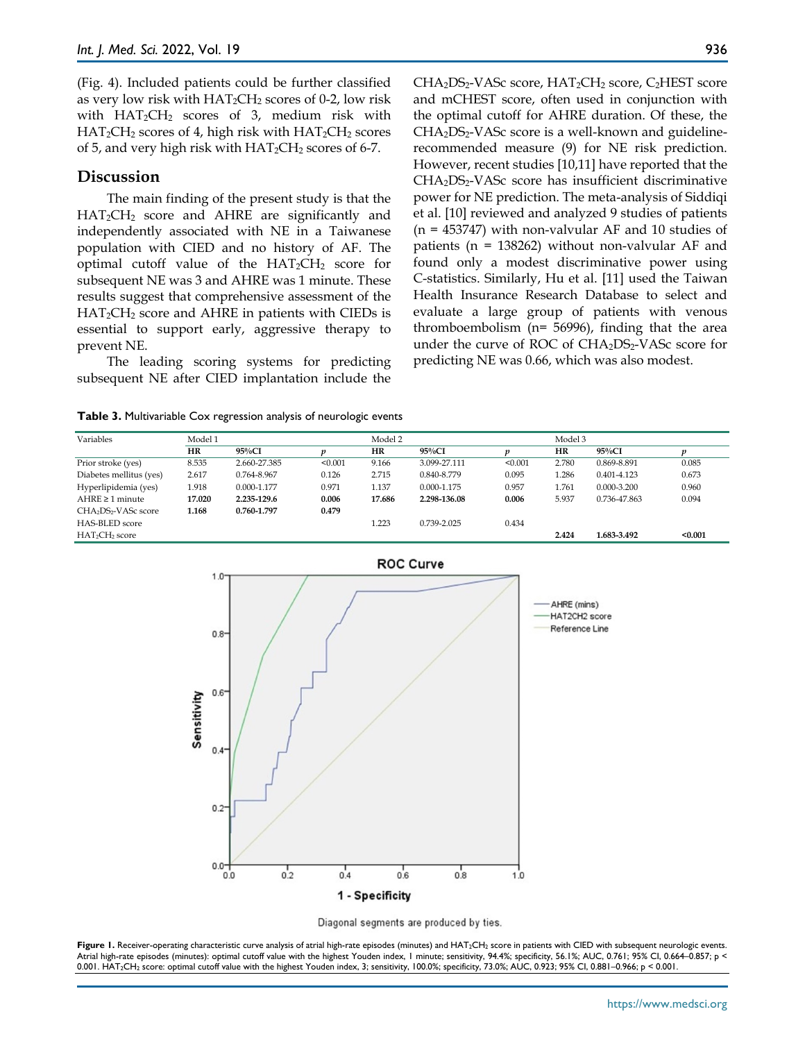(Fig. 4). Included patients could be further classified as very low risk with $HAT_2CH_2$ scores of 0-2, low risk with $HAT_2CH_2$ scores of 3, medium risk with $HAT_2CH_2$ scores of 4, high risk with $HAT_2CH_2$ scores of 5, and very high risk with $HAT_2CH_2$ scores of 6-7.

## Discussion

The main finding of the present study is that the $HAT_2CH_2$ score and AHRE are significantly and independently associated with NE in a Taiwanese population with CIED and no history of AF. The optimal cutoff value of the $HAT_2CH_2$ score for subsequent NE was 3 and AHRE was 1 minute. These results suggest that comprehensive assessment of the $HAT_2CH_2$ score and AHRE in patients with CIEDs is essential to support early, aggressive therapy to prevent NE.

The leading scoring systems for predicting subsequent NE after CIED implantation include the $CHA_2DS_2$-VASc score, $HAT_2CH_2$ score, $C_2$HEST score and mCHEST score, often used in conjunction with the optimal cutoff for AHRE duration. Of these, the $CHA_2DS_2$-VASc score is a well-known and guideline-recommended measure (9) for NE risk prediction. However, recent studies [10,11] have reported that the $CHA_2DS_2$-VASc score has insufficient discriminative power for NE prediction. The meta-analysis of Siddiqi et al. [10] reviewed and analyzed 9 studies of patients (n = 453747) with non-valvular AF and 10 studies of patients (n = 138262) without non-valvular AF and found only a modest discriminative power using C-statistics. Similarly, Hu et al. [11] used the Taiwan Health Insurance Research Database to select and evaluate a large group of patients with venous thromboembolism (n= 56996), finding that the area under the curve of ROC of $CHA_2DS_2$-VASc score for predicting NE was 0.66, which was also modest.

**Table 3.** Multivariable Cox regression analysis of neurologic events

| Variables | Model 1 | | | Model 2 | | | Model 3 | | |
|---|---|---|---|---|---|---|---|---|---|
| | HR | 95%CI | *p* | HR | 95%CI | *p* | HR | 95%CI | *p* |
| Prior stroke (yes) | 8.535 | 2.660-27.385 | <0.001 | 9.166 | 3.099-27.111 | <0.001 | 2.780 | 0.869-8.891 | 0.085 |
| Diabetes mellitus (yes) | 2.617 | 0.764-8.967 | 0.126 | 2.715 | 0.840-8.779 | 0.095 | 1.286 | 0.401-4.123 | 0.673 |
| Hyperlipidemia (yes) | 1.918 | 0.000-1.177 | 0.971 | 1.137 | 0.000-1.175 | 0.957 | 1.761 | 0.000-3.200 | 0.960 |
| AHRE ≥ 1 minute | **17.020** | **2.235-129.6** | **0.006** | **17.686** | **2.298-136.08** | **0.006** | 5.937 | 0.736-47.863 | 0.094 |
| $CHA_2DS_2$-VASc score | **1.168** | **0.760-1.797** | **0.479** | | | | | | |
| HAS-BLED score | | | | 1.223 | 0.739-2.025 | 0.434 | | | |
| $HAT_2CH_2$ score | | | | | | | **2.424** | **1.683-3.492** | **<0.001** |

Diagonal segments are produced by ties.

**Figure 1.** Receiver-operating characteristic curve analysis of atrial high-rate episodes (minutes) and $HAT_2CH_2$ score in patients with CIED with subsequent neurologic events. Atrial high-rate episodes (minutes): optimal cutoff value with the highest Youden index, 1 minute; sensitivity, 94.4%; specificity, 56.1%; AUC, 0.761; 95% CI, 0.664–0.857; p < 0.001. $HAT_2CH_2$ score: optimal cutoff value with the highest Youden index, 3; sensitivity, 100.0%; specificity, 73.0%; AUC, 0.923; 95% CI, 0.881–0.966; p < 0.001.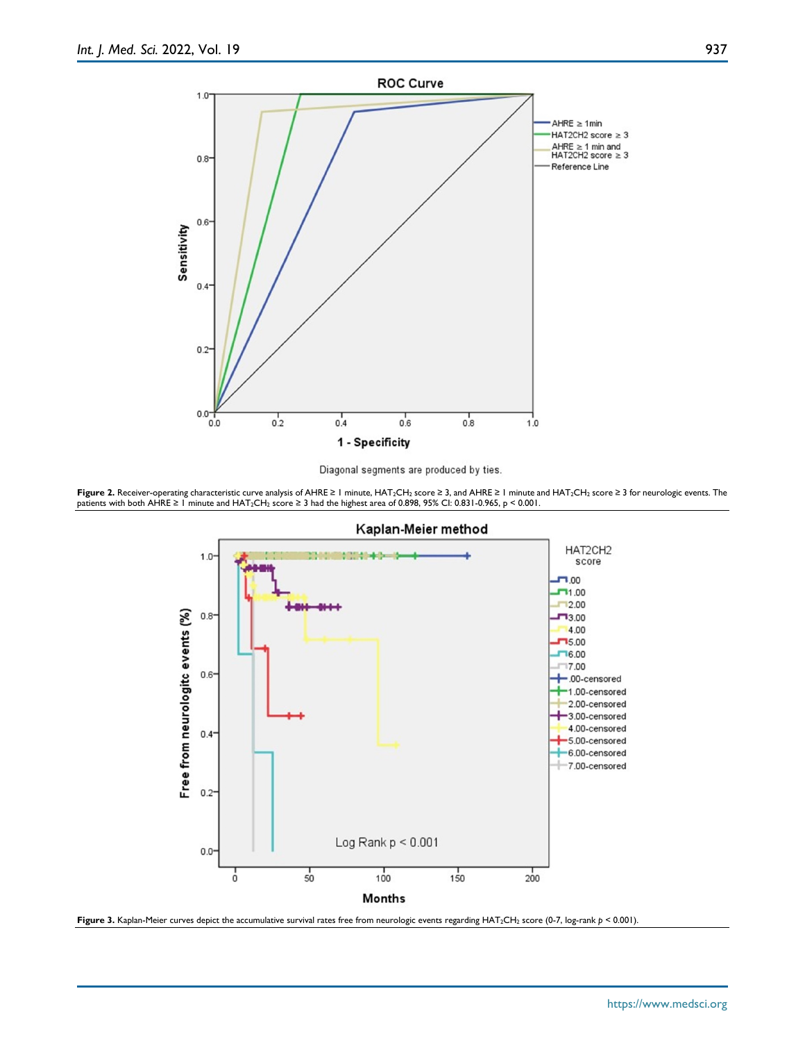Diagonal segments are produced by ties.

**Figure 2.** Receiver-operating characteristic curve analysis of AHRE ≥ 1 minute, $HAT_2CH_2$ score ≥ 3, and AHRE ≥ 1 minute and $HAT_2CH_2$ score ≥ 3 for neurologic events. The patients with both AHRE ≥ 1 minute and $HAT_2CH_2$ score ≥ 3 had the highest area of 0.898, 95% CI: 0.831-0.965, $p < 0.001$.

**Figure 3.** Kaplan-Meier curves depict the accumulative survival rates free from neurologic events regarding $HAT_2CH_2$ score (0-7, log-rank $p < 0.001$).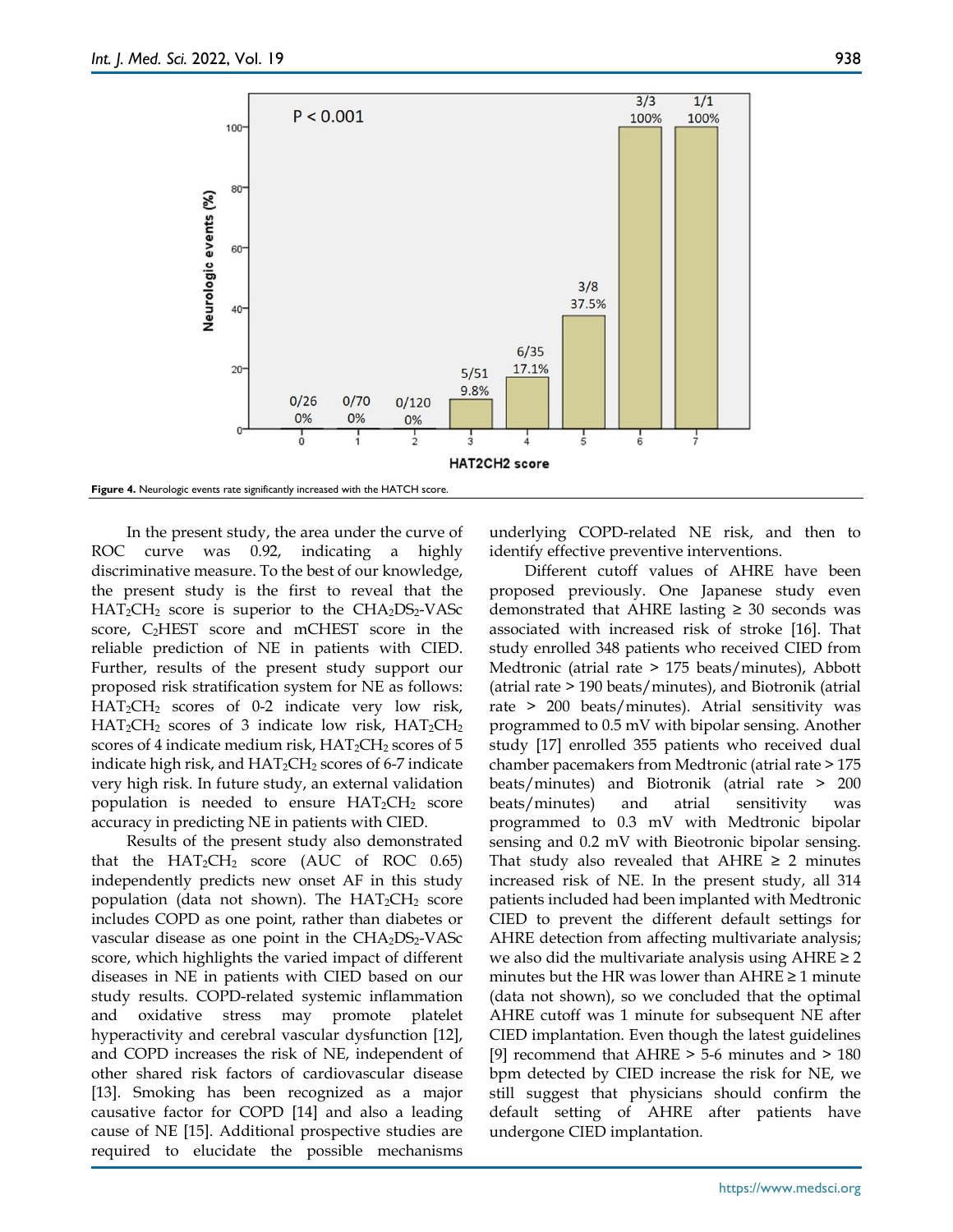**Figure 4.** Neurologic events rate significantly increased with the HATCH score.

In the present study, the area under the curve of ROC curve was 0.92, indicating a highly discriminative measure. To the best of our knowledge, the present study is the first to reveal that the $HAT_2CH_2$ score is superior to the $CHA_2DS_2$-VASc score, $C_2$HEST score and mCHEST score in the reliable prediction of NE in patients with CIED. Further, results of the present study support our proposed risk stratification system for NE as follows: $HAT_2CH_2$ scores of 0-2 indicate very low risk, $HAT_2CH_2$ scores of 3 indicate low risk, $HAT_2CH_2$ scores of 4 indicate medium risk, $HAT_2CH_2$ scores of 5 indicate high risk, and $HAT_2CH_2$ scores of 6-7 indicate very high risk. In future study, an external validation population is needed to ensure $HAT_2CH_2$ score accuracy in predicting NE in patients with CIED.

Results of the present study also demonstrated that the $HAT_2CH_2$ score (AUC of ROC 0.65) independently predicts new onset AF in this study population (data not shown). The $HAT_2CH_2$ score includes COPD as one point, rather than diabetes or vascular disease as one point in the $CHA_2DS_2$-VASc score, which highlights the varied impact of different diseases in NE in patients with CIED based on our study results. COPD-related systemic inflammation and oxidative stress may promote platelet hyperactivity and cerebral vascular dysfunction [12], and COPD increases the risk of NE, independent of other shared risk factors of cardiovascular disease [13]. Smoking has been recognized as a major causative factor for COPD [14] and also a leading cause of NE [15]. Additional prospective studies are required to elucidate the possible mechanisms underlying COPD-related NE risk, and then to identify effective preventive interventions.

Different cutoff values of AHRE have been proposed previously. One Japanese study even demonstrated that AHRE lasting ≥ 30 seconds was associated with increased risk of stroke [16]. That study enrolled 348 patients who received CIED from Medtronic (atrial rate > 175 beats/minutes), Abbott (atrial rate > 190 beats/minutes), and Biotronik (atrial rate > 200 beats/minutes). Atrial sensitivity was programmed to 0.5 mV with bipolar sensing. Another study [17] enrolled 355 patients who received dual chamber pacemakers from Medtronic (atrial rate > 175 beats/minutes) and Biotronik (atrial rate > 200 beats/minutes) and atrial sensitivity was programmed to 0.3 mV with Medtronic bipolar sensing and 0.2 mV with Bieotronic bipolar sensing. That study also revealed that AHRE ≥ 2 minutes increased risk of NE. In the present study, all 314 patients included had been implanted with Medtronic CIED to prevent the different default settings for AHRE detection from affecting multivariate analysis; we also did the multivariate analysis using AHRE ≥ 2 minutes but the HR was lower than AHRE ≥ 1 minute (data not shown), so we concluded that the optimal AHRE cutoff was 1 minute for subsequent NE after CIED implantation. Even though the latest guidelines [9] recommend that AHRE > 5-6 minutes and > 180 bpm detected by CIED increase the risk for NE, we still suggest that physicians should confirm the default setting of AHRE after patients have undergone CIED implantation.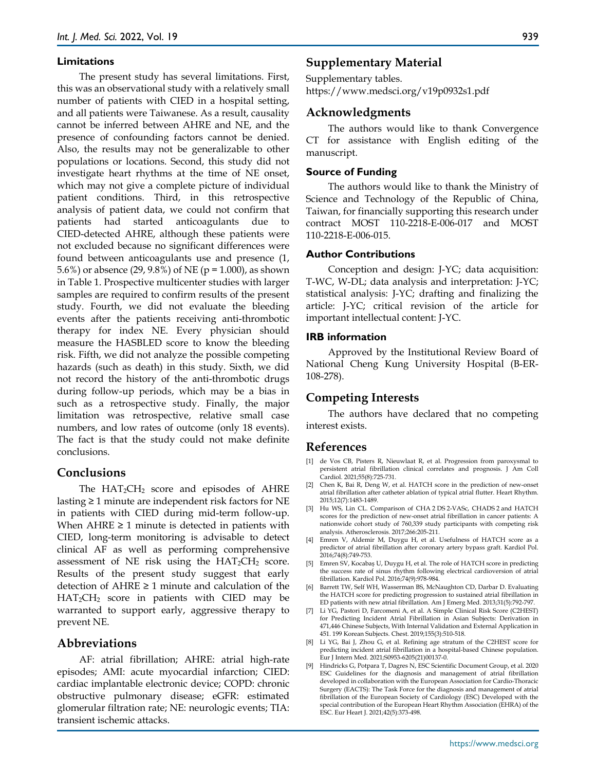### Limitations

The present study has several limitations. First, this was an observational study with a relatively small number of patients with CIED in a hospital setting, and all patients were Taiwanese. As a result, causality cannot be inferred between AHRE and NE, and the presence of confounding factors cannot be denied. Also, the results may not be generalizable to other populations or locations. Second, this study did not investigate heart rhythms at the time of NE onset, which may not give a complete picture of individual patient conditions. Third, in this retrospective analysis of patient data, we could not confirm that patients had started anticoagulants due to CIED-detected AHRE, although these patients were not excluded because no significant differences were found between anticoagulants use and presence (1, 5.6%) or absence (29, 9.8%) of NE ($p = 1.000$), as shown in Table 1. Prospective multicenter studies with larger samples are required to confirm results of the present study. Fourth, we did not evaluate the bleeding events after the patients receiving anti-thrombotic therapy for index NE. Every physician should measure the HASBLED score to know the bleeding risk. Fifth, we did not analyze the possible competing hazards (such as death) in this study. Sixth, we did not record the history of the anti-thrombotic drugs during follow-up periods, which may be a bias in such as a retrospective study. Finally, the major limitation was retrospective, relative small case numbers, and low rates of outcome (only 18 events). The fact is that the study could not make definite conclusions.

## Conclusions

The $HAT_2CH_2$ score and episodes of AHRE lasting ≥ 1 minute are independent risk factors for NE in patients with CIED during mid-term follow-up. When AHRE ≥ 1 minute is detected in patients with CIED, long-term monitoring is advisable to detect clinical AF as well as performing comprehensive assessment of NE risk using the $HAT_2CH_2$ score. Results of the present study suggest that early detection of AHRE ≥ 1 minute and calculation of the $HAT_2CH_2$ score in patients with CIED may be warranted to support early, aggressive therapy to prevent NE.

## Abbreviations

AF: atrial fibrillation; AHRE: atrial high-rate episodes; AMI: acute myocardial infarction; CIED: cardiac implantable electronic device; COPD: chronic obstructive pulmonary disease; eGFR: estimated glomerular filtration rate; NE: neurologic events; TIA: transient ischemic attacks.

## Supplementary Material

Supplementary tables.
https://www.medsci.org/v19p0932s1.pdf

## Acknowledgments

The authors would like to thank Convergence CT for assistance with English editing of the manuscript.

### Source of Funding

The authors would like to thank the Ministry of Science and Technology of the Republic of China, Taiwan, for financially supporting this research under contract MOST 110-2218-E-006-017 and MOST 110-2218-E-006-015.

### Author Contributions

Conception and design: J-YC; data acquisition: T-WC, W-DL; data analysis and interpretation: J-YC; statistical analysis: J-YC; drafting and finalizing the article: J-YC; critical revision of the article for important intellectual content: J-YC.

### IRB information

Approved by the Institutional Review Board of National Cheng Kung University Hospital (B-ER-108-278).

## Competing Interests

The authors have declared that no competing interest exists.

## References

[1] de Vos CB, Pisters R, Nieuwlaat R, et al. Progression from paroxysmal to persistent atrial fibrillation clinical correlates and prognosis. J Am Coll Cardiol. 2021;55(8):725-731.

[2] Chen K, Bai R, Deng W, et al. HATCH score in the prediction of new-onset atrial fibrillation after catheter ablation of typical atrial flutter. Heart Rhythm. 2015;12(7):1483-1489.

[3] Hu WS, Lin CL. Comparison of CHA 2 DS 2-VASc, CHADS 2 and HATCH scores for the prediction of new-onset atrial fibrillation in cancer patients: A nationwide cohort study of 760,339 study participants with competing risk analysis. Atherosclerosis. 2017;266:205-211.

[4] Emren V, Aldemir M, Duygu H, et al. Usefulness of HATCH score as a predictor of atrial fibrillation after coronary artery bypass graft. Kardiol Pol. 2016;74(8):749-753.

[5] Emren SV, Kocabaş U, Duygu H, et al. The role of HATCH score in predicting the success rate of sinus rhythm following electrical cardioversion of atrial fibrillation. Kardiol Pol. 2016;74(9):978-984.

[6] Barrett TW, Self WH, Wasserman BS, McNaughton CD, Darbar D. Evaluating the HATCH score for predicting progression to sustained atrial fibrillation in ED patients with new atrial fibrillation. Am J Emerg Med. 2013;31(5):792-797.

[7] Li YG, Pastori D, Farcomeni A, et al. A Simple Clinical Risk Score (C2HEST) for Predicting Incident Atrial Fibrillation in Asian Subjects: Derivation in 471,446 Chinese Subjects, With Internal Validation and External Application in 451. 199 Korean Subjects. Chest. 2019;155(3):510-518.

[8] Li YG, Bai J, Zhou G, et al. Refining age stratum of the C2HEST score for predicting incident atrial fibrillation in a hospital-based Chinese population. Eur J Intern Med. 2021;S0953-6205(21)00137-0.

[9] Hindricks G, Potpara T, Dagres N, ESC Scientific Document Group, et al. 2020 ESC Guidelines for the diagnosis and management of atrial fibrillation developed in collaboration with the European Association for Cardio-Thoracic Surgery (EACTS): The Task Force for the diagnosis and management of atrial fibrillation of the European Society of Cardiology (ESC) Developed with the special contribution of the European Heart Rhythm Association (EHRA) of the ESC. Eur Heart J. 2021;42(5):373-498.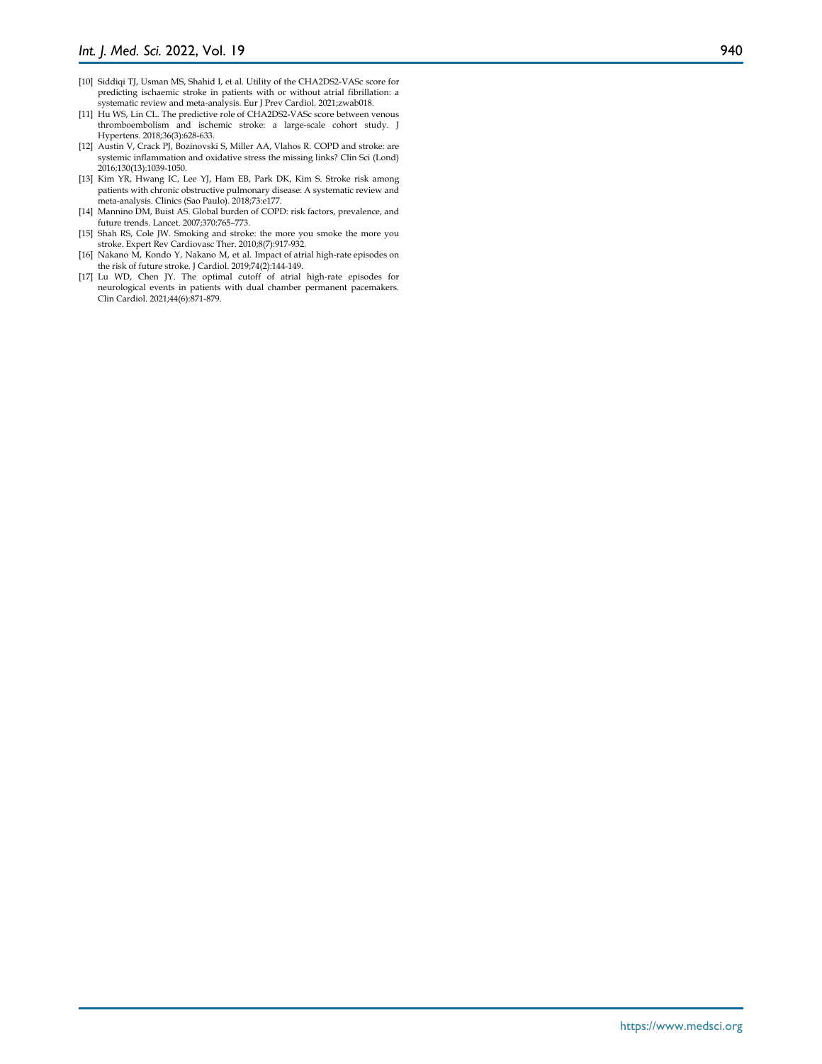[10] Siddiqi TJ, Usman MS, Shahid I, et al. Utility of the CHA2DS2-VASc score for predicting ischaemic stroke in patients with or without atrial fibrillation: a systematic review and meta-analysis. Eur J Prev Cardiol. 2021;zwab018.

[11] Hu WS, Lin CL. The predictive role of CHA2DS2-VASc score between venous thromboembolism and ischemic stroke: a large-scale cohort study. J Hypertens. 2018;36(3):628-633.

[12] Austin V, Crack PJ, Bozinovski S, Miller AA, Vlahos R. COPD and stroke: are systemic inflammation and oxidative stress the missing links? Clin Sci (Lond) 2016;130(13):1039-1050.

[13] Kim YR, Hwang IC, Lee YJ, Ham EB, Park DK, Kim S. Stroke risk among patients with chronic obstructive pulmonary disease: A systematic review and meta-analysis. Clinics (Sao Paulo). 2018;73:e177.

[14] Mannino DM, Buist AS. Global burden of COPD: risk factors, prevalence, and future trends. Lancet. 2007;370:765–773.

[15] Shah RS, Cole JW. Smoking and stroke: the more you smoke the more you stroke. Expert Rev Cardiovasc Ther. 2010;8(7):917-932.

[16] Nakano M, Kondo Y, Nakano M, et al. Impact of atrial high-rate episodes on the risk of future stroke. J Cardiol. 2019;74(2):144-149.

[17] Lu WD, Chen JY. The optimal cutoff of atrial high-rate episodes for neurological events in patients with dual chamber permanent pacemakers. Clin Cardiol. 2021;44(6):871-879.